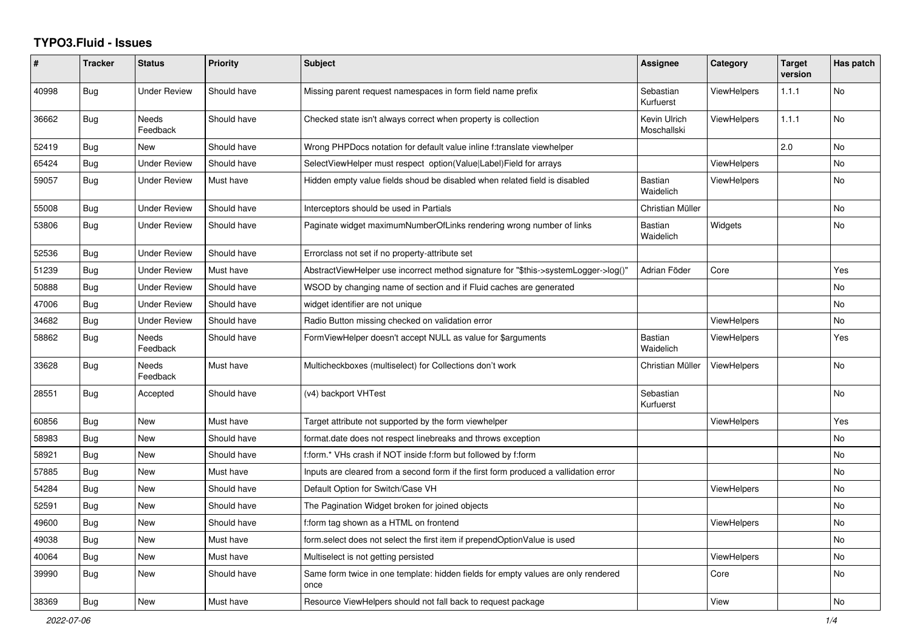# TYPO3.Fluid - Issues

| # | Tracker | Status | Priority | Subject | Assignee | Category | Target version | Has patch |
|---|---|---|---|---|---|---|---|---|
| 40998 | Bug | Under Review | Should have | Missing parent request namespaces in form field name prefix | Sebastian Kurfuerst | ViewHelpers | 1.1.1 | No |
| 36662 | Bug | Needs Feedback | Should have | Checked state isn't always correct when property is collection | Kevin Ulrich Moschallski | ViewHelpers | 1.1.1 | No |
| 52419 | Bug | New | Should have | Wrong PHPDocs notation for default value inline f:translate viewhelper | | | 2.0 | No |
| 65424 | Bug | Under Review | Should have | SelectViewHelper must respect option(Value\|Label)Field for arrays | | ViewHelpers | | No |
| 59057 | Bug | Under Review | Must have | Hidden empty value fields shoud be disabled when related field is disabled | Bastian Waidelich | ViewHelpers | | No |
| 55008 | Bug | Under Review | Should have | Interceptors should be used in Partials | Christian Müller | | | No |
| 53806 | Bug | Under Review | Should have | Paginate widget maximumNumberOfLinks rendering wrong number of links | Bastian Waidelich | Widgets | | No |
| 52536 | Bug | Under Review | Should have | Errorclass not set if no property-attribute set | | | | |
| 51239 | Bug | Under Review | Must have | AbstractViewHelper use incorrect method signature for "$this->systemLogger->log()" | Adrian Föder | Core | | Yes |
| 50888 | Bug | Under Review | Should have | WSOD by changing name of section and if Fluid caches are generated | | | | No |
| 47006 | Bug | Under Review | Should have | widget identifier are not unique | | | | No |
| 34682 | Bug | Under Review | Should have | Radio Button missing checked on validation error | | ViewHelpers | | No |
| 58862 | Bug | Needs Feedback | Should have | FormViewHelper doesn't accept NULL as value for $arguments | Bastian Waidelich | ViewHelpers | | Yes |
| 33628 | Bug | Needs Feedback | Must have | Multicheckboxes (multiselect) for Collections don't work | Christian Müller | ViewHelpers | | No |
| 28551 | Bug | Accepted | Should have | (v4) backport VHTest | Sebastian Kurfuerst | | | No |
| 60856 | Bug | New | Must have | Target attribute not supported by the form viewhelper | | ViewHelpers | | Yes |
| 58983 | Bug | New | Should have | format.date does not respect linebreaks and throws exception | | | | No |
| 58921 | Bug | New | Should have | f:form.* VHs crash if NOT inside f:form but followed by f:form | | | | No |
| 57885 | Bug | New | Must have | Inputs are cleared from a second form if the first form produced a vallidation error | | | | No |
| 54284 | Bug | New | Should have | Default Option for Switch/Case VH | | ViewHelpers | | No |
| 52591 | Bug | New | Should have | The Pagination Widget broken for joined objects | | | | No |
| 49600 | Bug | New | Should have | f:form tag shown as a HTML on frontend | | ViewHelpers | | No |
| 49038 | Bug | New | Must have | form.select does not select the first item if prependOptionValue is used | | | | No |
| 40064 | Bug | New | Must have | Multiselect is not getting persisted | | ViewHelpers | | No |
| 39990 | Bug | New | Should have | Same form twice in one template: hidden fields for empty values are only rendered once | | Core | | No |
| 38369 | Bug | New | Must have | Resource ViewHelpers should not fall back to request package | | View | | No |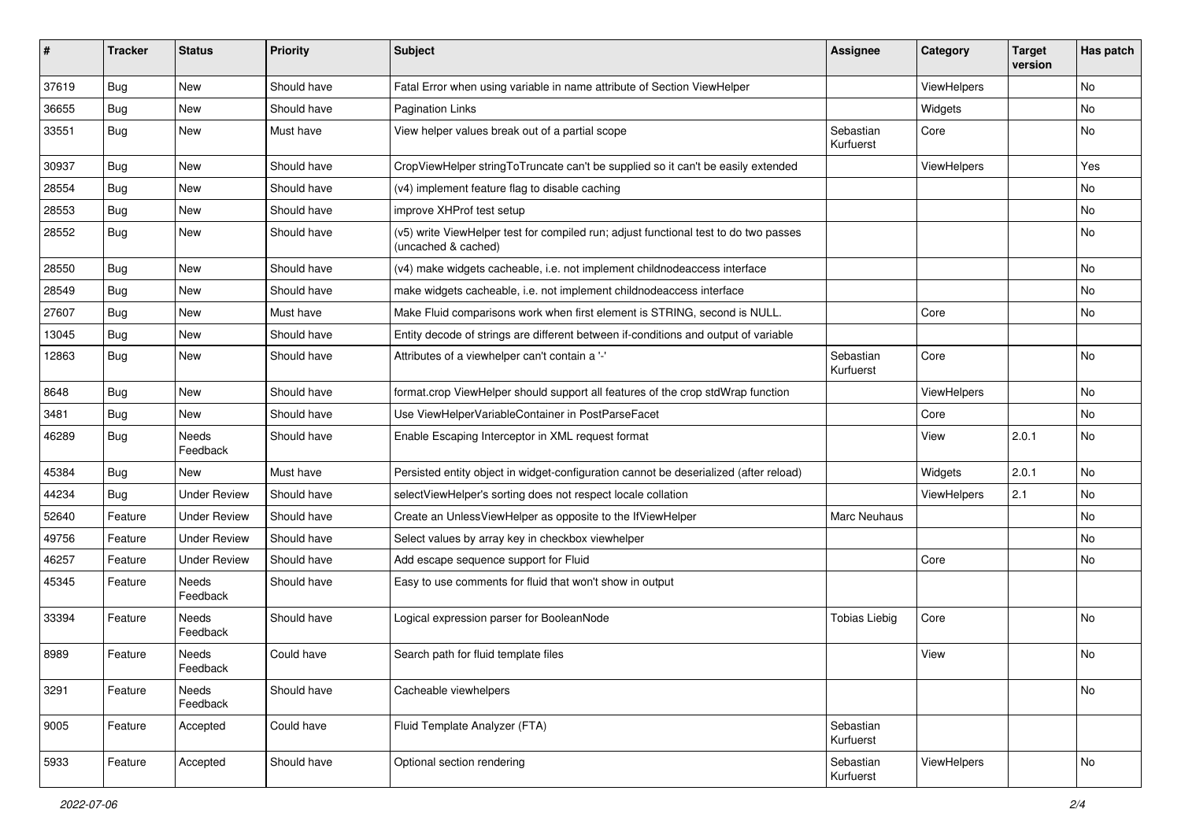| # | Tracker | Status | Priority | Subject | Assignee | Category | Target version | Has patch |
|---|---|---|---|---|---|---|---|---|
| 37619 | Bug | New | Should have | Fatal Error when using variable in name attribute of Section ViewHelper | | ViewHelpers | | No |
| 36655 | Bug | New | Should have | Pagination Links | | Widgets | | No |
| 33551 | Bug | New | Must have | View helper values break out of a partial scope | Sebastian Kurfuerst | Core | | No |
| 30937 | Bug | New | Should have | CropViewHelper stringToTruncate can't be supplied so it can't be easily extended | | ViewHelpers | | Yes |
| 28554 | Bug | New | Should have | (v4) implement feature flag to disable caching | | | | No |
| 28553 | Bug | New | Should have | improve XHProf test setup | | | | No |
| 28552 | Bug | New | Should have | (v5) write ViewHelper test for compiled run; adjust functional test to do two passes (uncached & cached) | | | | No |
| 28550 | Bug | New | Should have | (v4) make widgets cacheable, i.e. not implement childnodeaccess interface | | | | No |
| 28549 | Bug | New | Should have | make widgets cacheable, i.e. not implement childnodeaccess interface | | | | No |
| 27607 | Bug | New | Must have | Make Fluid comparisons work when first element is STRING, second is NULL. | | Core | | No |
| 13045 | Bug | New | Should have | Entity decode of strings are different between if-conditions and output of variable | | | | |
| 12863 | Bug | New | Should have | Attributes of a viewhelper can't contain a '-' | Sebastian Kurfuerst | Core | | No |
| 8648 | Bug | New | Should have | format.crop ViewHelper should support all features of the crop stdWrap function | | ViewHelpers | | No |
| 3481 | Bug | New | Should have | Use ViewHelperVariableContainer in PostParseFacet | | Core | | No |
| 46289 | Bug | Needs Feedback | Should have | Enable Escaping Interceptor in XML request format | | View | 2.0.1 | No |
| 45384 | Bug | New | Must have | Persisted entity object in widget-configuration cannot be deserialized (after reload) | | Widgets | 2.0.1 | No |
| 44234 | Bug | Under Review | Should have | selectViewHelper's sorting does not respect locale collation | | ViewHelpers | 2.1 | No |
| 52640 | Feature | Under Review | Should have | Create an UnlessViewHelper as opposite to the IfViewHelper | Marc Neuhaus | | | No |
| 49756 | Feature | Under Review | Should have | Select values by array key in checkbox viewhelper | | | | No |
| 46257 | Feature | Under Review | Should have | Add escape sequence support for Fluid | | Core | | No |
| 45345 | Feature | Needs Feedback | Should have | Easy to use comments for fluid that won't show in output | | | | |
| 33394 | Feature | Needs Feedback | Should have | Logical expression parser for BooleanNode | Tobias Liebig | Core | | No |
| 8989 | Feature | Needs Feedback | Could have | Search path for fluid template files | | View | | No |
| 3291 | Feature | Needs Feedback | Should have | Cacheable viewhelpers | | | | No |
| 9005 | Feature | Accepted | Could have | Fluid Template Analyzer (FTA) | Sebastian Kurfuerst | | | |
| 5933 | Feature | Accepted | Should have | Optional section rendering | Sebastian Kurfuerst | ViewHelpers | | No |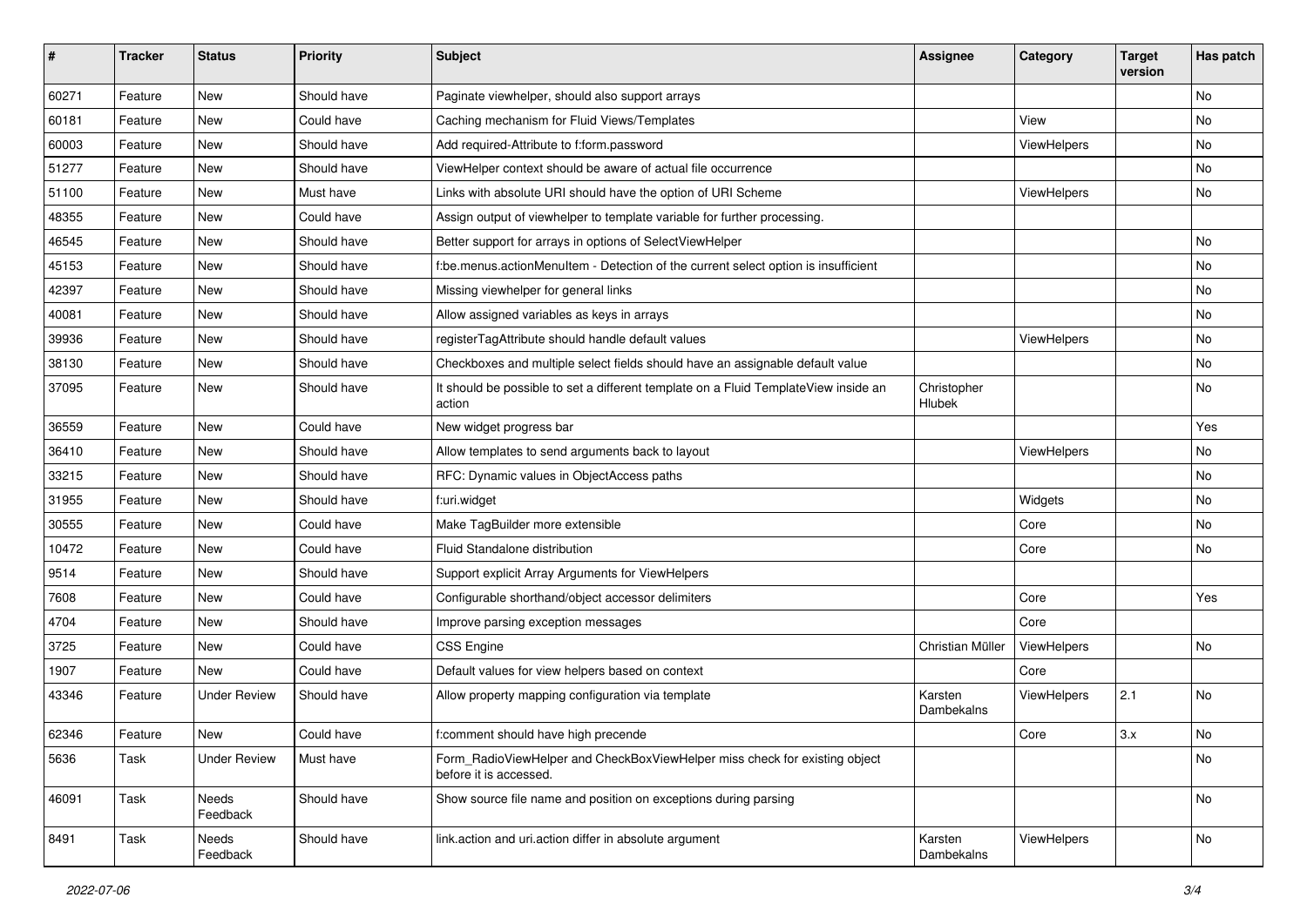| # | Tracker | Status | Priority | Subject | Assignee | Category | Target version | Has patch |
|---|---|---|---|---|---|---|---|---|
| 60271 | Feature | New | Should have | Paginate viewhelper, should also support arrays | | | | No |
| 60181 | Feature | New | Could have | Caching mechanism for Fluid Views/Templates | | View | | No |
| 60003 | Feature | New | Should have | Add required-Attribute to f:form.password | | ViewHelpers | | No |
| 51277 | Feature | New | Should have | ViewHelper context should be aware of actual file occurrence | | | | No |
| 51100 | Feature | New | Must have | Links with absolute URI should have the option of URI Scheme | | ViewHelpers | | No |
| 48355 | Feature | New | Could have | Assign output of viewhelper to template variable for further processing. | | | | |
| 46545 | Feature | New | Should have | Better support for arrays in options of SelectViewHelper | | | | No |
| 45153 | Feature | New | Should have | f:be.menus.actionMenuItem - Detection of the current select option is insufficient | | | | No |
| 42397 | Feature | New | Should have | Missing viewhelper for general links | | | | No |
| 40081 | Feature | New | Should have | Allow assigned variables as keys in arrays | | | | No |
| 39936 | Feature | New | Should have | registerTagAttribute should handle default values | | ViewHelpers | | No |
| 38130 | Feature | New | Should have | Checkboxes and multiple select fields should have an assignable default value | | | | No |
| 37095 | Feature | New | Should have | It should be possible to set a different template on a Fluid TemplateView inside an action | Christopher Hlubek | | | No |
| 36559 | Feature | New | Could have | New widget progress bar | | | | Yes |
| 36410 | Feature | New | Should have | Allow templates to send arguments back to layout | | ViewHelpers | | No |
| 33215 | Feature | New | Should have | RFC: Dynamic values in ObjectAccess paths | | | | No |
| 31955 | Feature | New | Should have | f:uri.widget | | Widgets | | No |
| 30555 | Feature | New | Could have | Make TagBuilder more extensible | | Core | | No |
| 10472 | Feature | New | Could have | Fluid Standalone distribution | | Core | | No |
| 9514 | Feature | New | Should have | Support explicit Array Arguments for ViewHelpers | | | | |
| 7608 | Feature | New | Could have | Configurable shorthand/object accessor delimiters | | Core | | Yes |
| 4704 | Feature | New | Should have | Improve parsing exception messages | | Core | | |
| 3725 | Feature | New | Could have | CSS Engine | Christian Müller | ViewHelpers | | No |
| 1907 | Feature | New | Could have | Default values for view helpers based on context | | Core | | |
| 43346 | Feature | Under Review | Should have | Allow property mapping configuration via template | Karsten Dambekalns | ViewHelpers | 2.1 | No |
| 62346 | Feature | New | Could have | f:comment should have high precende | | Core | 3.x | No |
| 5636 | Task | Under Review | Must have | Form_RadioViewHelper and CheckBoxViewHelper miss check for existing object before it is accessed. | | | | No |
| 46091 | Task | Needs Feedback | Should have | Show source file name and position on exceptions during parsing | | | | No |
| 8491 | Task | Needs Feedback | Should have | link.action and uri.action differ in absolute argument | Karsten Dambekalns | ViewHelpers | | No |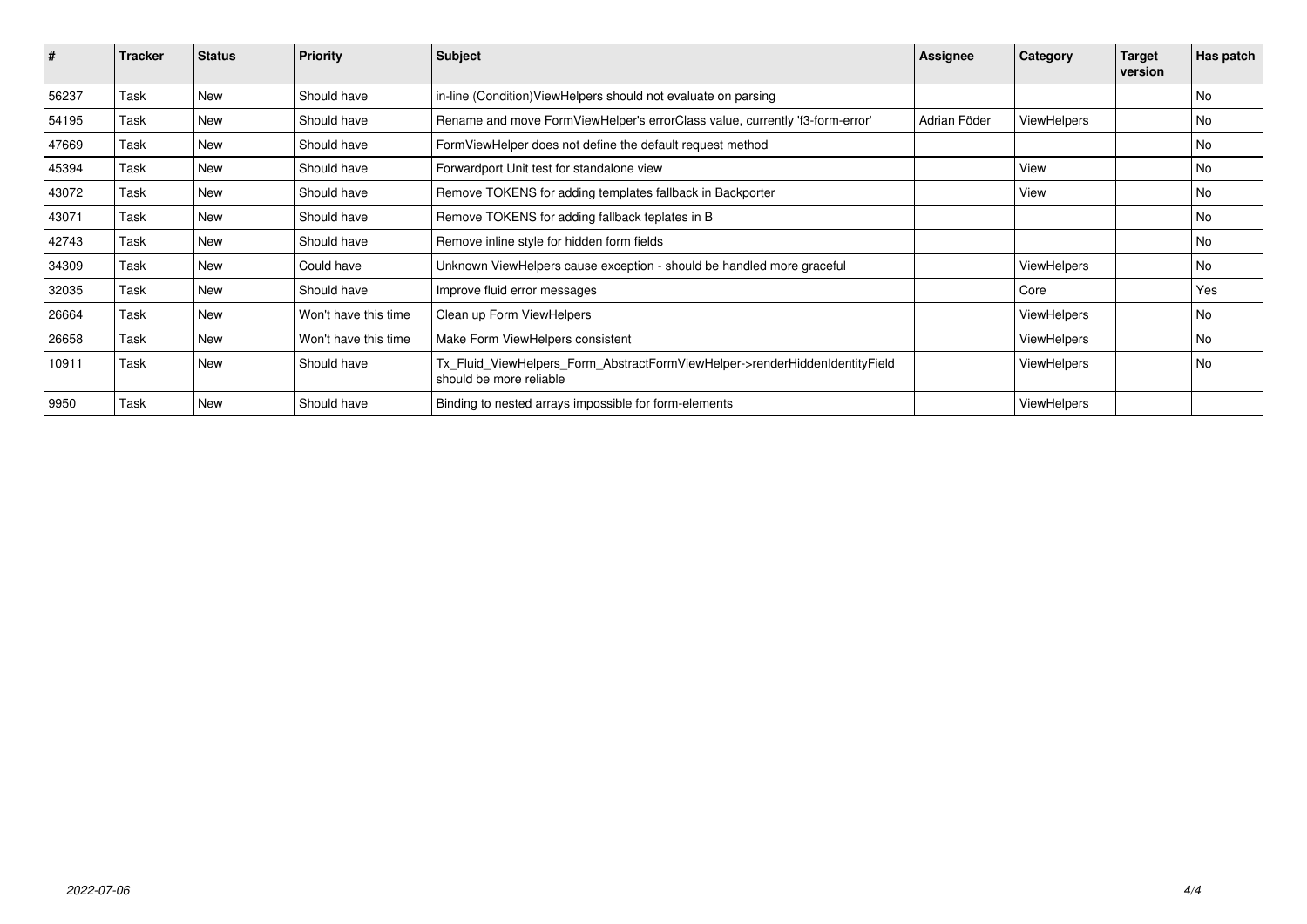| # | Tracker | Status | Priority | Subject | Assignee | Category | Target version | Has patch |
|---|---|---|---|---|---|---|---|---|
| 56237 | Task | New | Should have | in-line (Condition)ViewHelpers should not evaluate on parsing | | | | No |
| 54195 | Task | New | Should have | Rename and move FormViewHelper's errorClass value, currently 'f3-form-error' | Adrian Föder | ViewHelpers | | No |
| 47669 | Task | New | Should have | FormViewHelper does not define the default request method | | | | No |
| 45394 | Task | New | Should have | Forwardport Unit test for standalone view | | View | | No |
| 43072 | Task | New | Should have | Remove TOKENS for adding templates fallback in Backporter | | View | | No |
| 43071 | Task | New | Should have | Remove TOKENS for adding fallback teplates in B | | | | No |
| 42743 | Task | New | Should have | Remove inline style for hidden form fields | | | | No |
| 34309 | Task | New | Could have | Unknown ViewHelpers cause exception - should be handled more graceful | | ViewHelpers | | No |
| 32035 | Task | New | Should have | Improve fluid error messages | | Core | | Yes |
| 26664 | Task | New | Won't have this time | Clean up Form ViewHelpers | | ViewHelpers | | No |
| 26658 | Task | New | Won't have this time | Make Form ViewHelpers consistent | | ViewHelpers | | No |
| 10911 | Task | New | Should have | Tx_Fluid_ViewHelpers_Form_AbstractFormViewHelper->renderHiddenIdentityField should be more reliable | | ViewHelpers | | No |
| 9950 | Task | New | Should have | Binding to nested arrays impossible for form-elements | | ViewHelpers | | |

*2022-07-06*